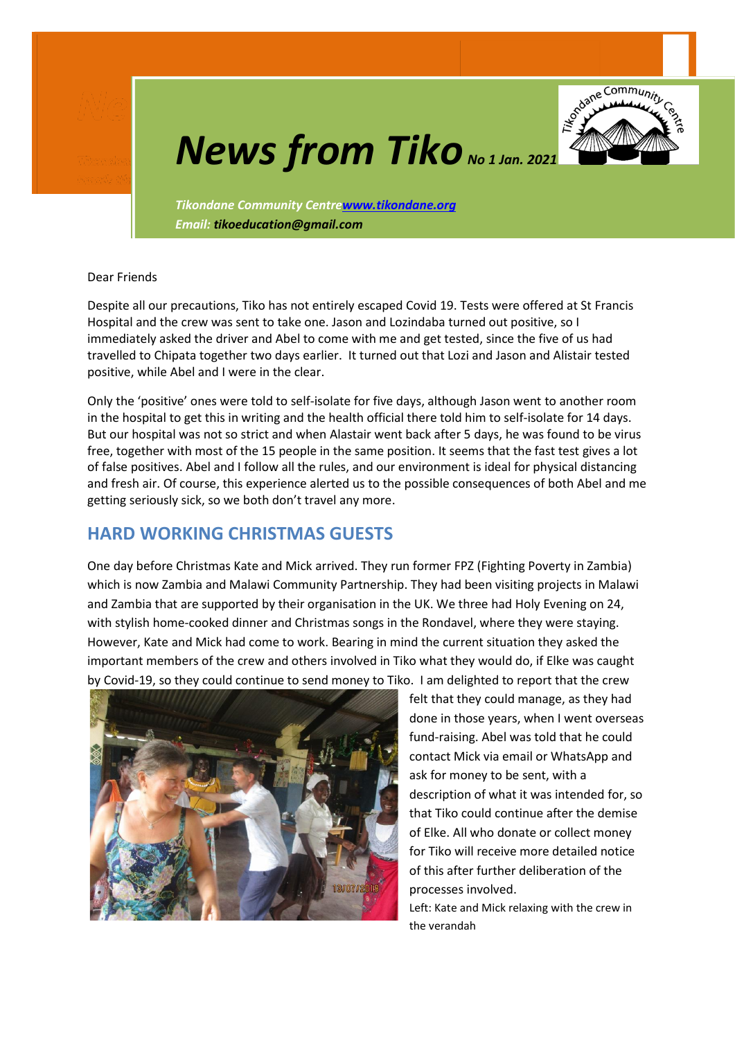# News from Tiko No 1 Jan. 2021

*Tikondane Community Centre* ***www.tikondane.org***
*Email:* ***tikoeducation@gmail.com***

Dear Friends

Despite all our precautions, Tiko has not entirely escaped Covid 19. Tests were offered at St Francis Hospital and the crew was sent to take one. Jason and Lozindaba turned out positive, so I immediately asked the driver and Abel to come with me and get tested, since the five of us had travelled to Chipata together two days earlier. It turned out that Lozi and Jason and Alistair tested positive, while Abel and I were in the clear.

Only the 'positive' ones were told to self-isolate for five days, although Jason went to another room in the hospital to get this in writing and the health official there told him to self-isolate for 14 days. But our hospital was not so strict and when Alastair went back after 5 days, he was found to be virus free, together with most of the 15 people in the same position. It seems that the fast test gives a lot of false positives. Abel and I follow all the rules, and our environment is ideal for physical distancing and fresh air. Of course, this experience alerted us to the possible consequences of both Abel and me getting seriously sick, so we both don't travel any more.

## HARD WORKING CHRISTMAS GUESTS

One day before Christmas Kate and Mick arrived. They run former FPZ (Fighting Poverty in Zambia) which is now Zambia and Malawi Community Partnership. They had been visiting projects in Malawi and Zambia that are supported by their organisation in the UK. We three had Holy Evening on 24, with stylish home-cooked dinner and Christmas songs in the Rondavel, where they were staying. However, Kate and Mick had come to work. Bearing in mind the current situation they asked the important members of the crew and others involved in Tiko what they would do, if Elke was caught by Covid-19, so they could continue to send money to Tiko. I am delighted to report that the crew felt that they could manage, as they had done in those years, when I went overseas fund-raising. Abel was told that he could contact Mick via email or WhatsApp and ask for money to be sent, with a description of what it was intended for, so that Tiko could continue after the demise of Elke. All who donate or collect money for Tiko will receive more detailed notice of this after further deliberation of the processes involved.

Left: Kate and Mick relaxing with the crew in the verandah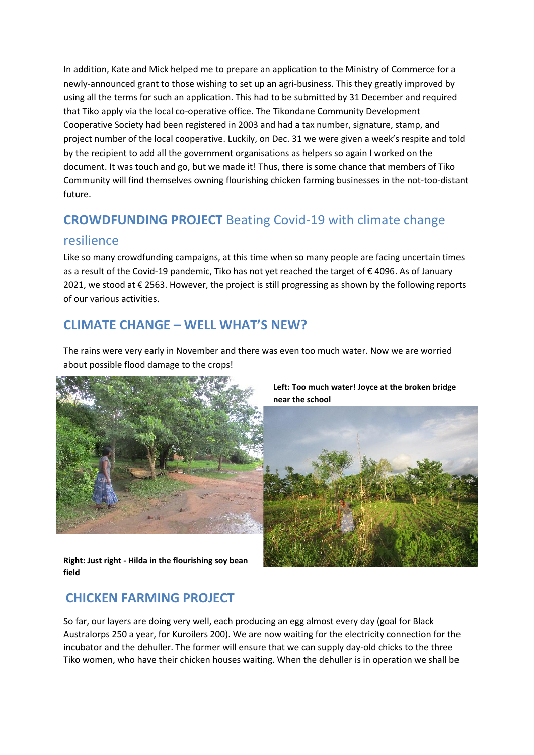In addition, Kate and Mick helped me to prepare an application to the Ministry of Commerce for a newly-announced grant to those wishing to set up an agri-business. This they greatly improved by using all the terms for such an application. This had to be submitted by 31 December and required that Tiko apply via the local co-operative office. The Tikondane Community Development Cooperative Society had been registered in 2003 and had a tax number, signature, stamp, and project number of the local cooperative. Luckily, on Dec. 31 we were given a week's respite and told by the recipient to add all the government organisations as helpers so again I worked on the document. It was touch and go, but we made it! Thus, there is some chance that members of Tiko Community will find themselves owning flourishing chicken farming businesses in the not-too-distant future.

## **CROWDFUNDING PROJECT** Beating Covid-19 with climate change resilience

Like so many crowdfunding campaigns, at this time when so many people are facing uncertain times as a result of the Covid-19 pandemic, Tiko has not yet reached the target of € 4096. As of January 2021, we stood at € 2563. However, the project is still progressing as shown by the following reports of our various activities.

## CLIMATE CHANGE – WELL WHAT'S NEW?

The rains were very early in November and there was even too much water. Now we are worried about possible flood damage to the crops!

**Left: Too much water! Joyce at the broken bridge near the school**

**Right: Just right - Hilda in the flourishing soy bean field**

## CHICKEN FARMING PROJECT

So far, our layers are doing very well, each producing an egg almost every day (goal for Black Australorps 250 a year, for Kuroilers 200). We are now waiting for the electricity connection for the incubator and the dehuller. The former will ensure that we can supply day-old chicks to the three Tiko women, who have their chicken houses waiting. When the dehuller is in operation we shall be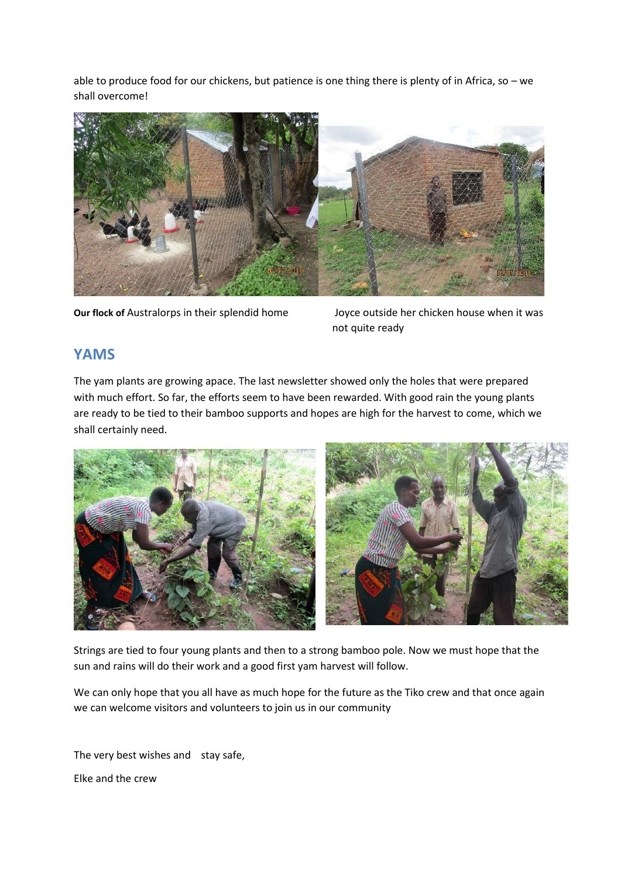able to produce food for our chickens, but patience is one thing there is plenty of in Africa, so – we shall overcome!

**Our flock of** Australorps in their splendid home

Joyce outside her chicken house when it was not quite ready

## YAMS

The yam plants are growing apace. The last newsletter showed only the holes that were prepared with much effort. So far, the efforts seem to have been rewarded. With good rain the young plants are ready to be tied to their bamboo supports and hopes are high for the harvest to come, which we shall certainly need.

Strings are tied to four young plants and then to a strong bamboo pole. Now we must hope that the sun and rains will do their work and a good first yam harvest will follow.

We can only hope that you all have as much hope for the future as the Tiko crew and that once again we can welcome visitors and volunteers to join us in our community

The very best wishes and stay safe,

Elke and the crew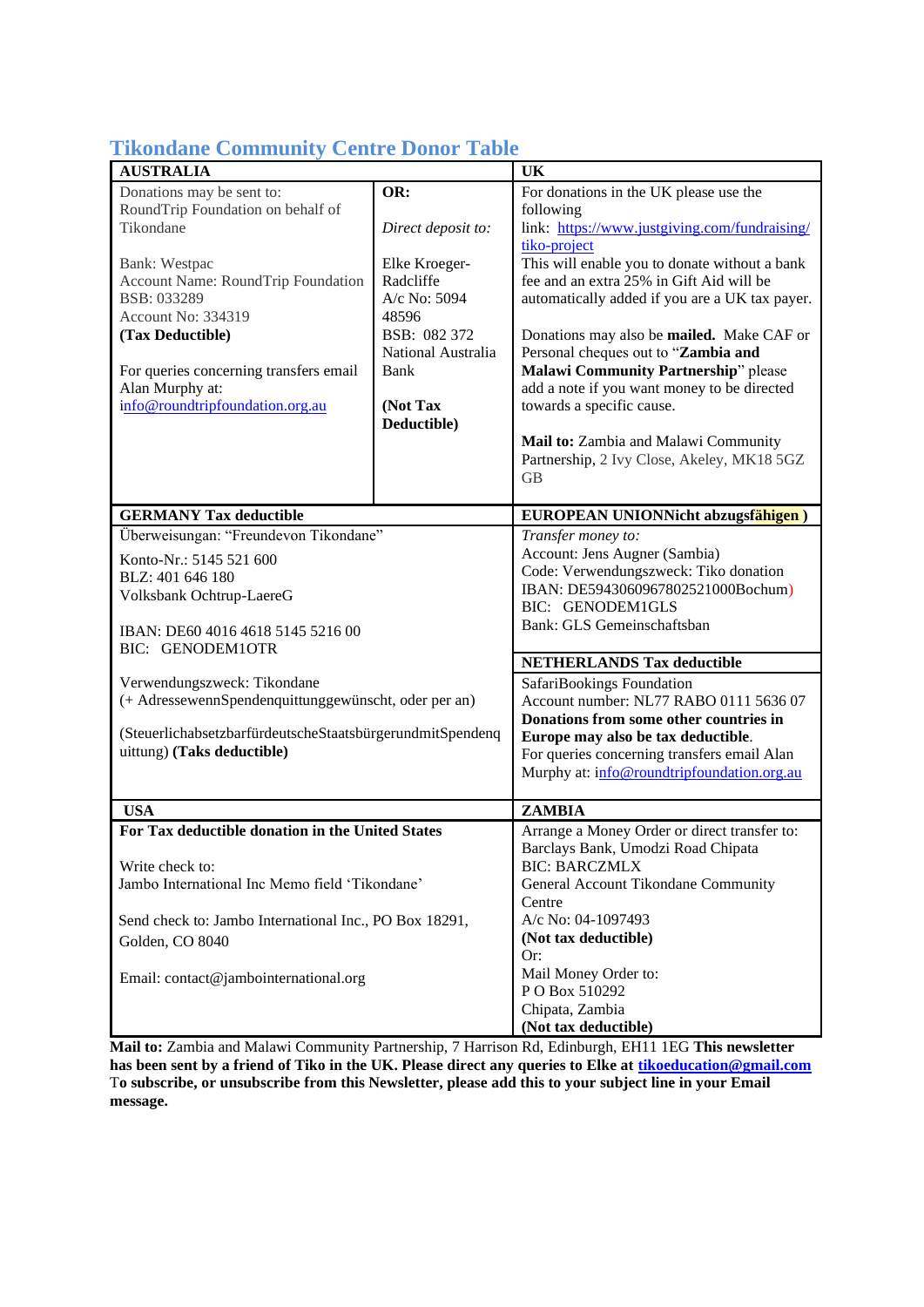# Tikondane Community Centre Donor Table

| AUSTRALIA | | UK |
|---|---|---|
| Donations may be sent to:<br>RoundTrip Foundation on behalf of Tikondane<br><br>Bank: Westpac<br>Account Name: RoundTrip Foundation<br>BSB: 033289<br>Account No: 334319<br>**(Tax Deductible)**<br><br>For queries concerning transfers email Alan Murphy at:<br>info@roundtripfoundation.org.au | **OR:**<br><br>*Direct deposit to:*<br><br>Elke Kroeger-Radcliffe<br>A/c No: 5094 48596<br>BSB: 082 372<br>National Australia Bank<br><br>**(Not Tax Deductible)** | For donations in the UK please use the following link: https://www.justgiving.com/fundraising/tiko-project<br>This will enable you to donate without a bank fee and an extra 25% in Gift Aid will be automatically added if you are a UK tax payer.<br><br>Donations may also be **mailed.** Make CAF or Personal cheques out to "**Zambia and Malawi Community Partnership**" please add a note if you want money to be directed towards a specific cause.<br><br>**Mail to:** Zambia and Malawi Community Partnership, 2 Ivy Close, Akeley, MK18 5GZ GB |
| **GERMANY Tax deductible** | | **EUROPEAN UNIONNicht abzugsfähigen )** |
| Überweisungan: "Freundevon Tikondane"<br><br>Konto-Nr.: 5145 521 600<br>BLZ: 401 646 180<br>Volksbank Ochtrup-LaereG<br><br>IBAN: DE60 4016 4618 5145 5216 00<br>BIC: GENODEM1OTR<br><br>Verwendungszweck: Tikondane<br>(+ AdressewennSpendenquittunggewünscht, oder per an)<br><br>(SteuerlichabsetzbarfürdeutscheStaatsbürgerundmitSpendenquittung) **(Taks deductible)** | | *Transfer money to:*<br>Account: Jens Augner (Sambia)<br>Code: Verwendungszweck: Tiko donation<br>IBAN: DE59430609678025210000Bochum)<br>BIC: GENODEM1GLS<br>Bank: GLS Gemeinschaftsban<br><br>**NETHERLANDS Tax deductible**<br><br>SafariBookings Foundation<br>Account number: NL77 RABO 0111 5636 07<br>**Donations from some other countries in Europe may also be tax deductible**.<br>For queries concerning transfers email Alan Murphy at: info@roundtripfoundation.org.au |
| **USA** | | **ZAMBIA** |
| **For Tax deductible donation in the United States**<br><br>Write check to:<br>Jambo International Inc Memo field 'Tikondane'<br><br>Send check to: Jambo International Inc., PO Box 18291, Golden, CO 8040<br><br>Email: contact@jambointernational.org | | Arrange a Money Order or direct transfer to:<br>Barclays Bank, Umodzi Road Chipata<br>BIC: BARCZMLX<br>General Account Tikondane Community Centre<br>A/c No: 04-1097493<br>**(Not tax deductible)**<br>Or:<br>Mail Money Order to:<br>P O Box 510292<br>Chipata, Zambia<br>**(Not tax deductible)** |

**Mail to:** Zambia and Malawi Community Partnership, 7 Harrison Rd, Edinburgh, EH11 1EG **This newsletter has been sent by a friend of Tiko in the UK. Please direct any queries to Elke at tikoeducation@gmail.com** To **subscribe, or unsubscribe from this Newsletter, please add this to your subject line in your Email message.**